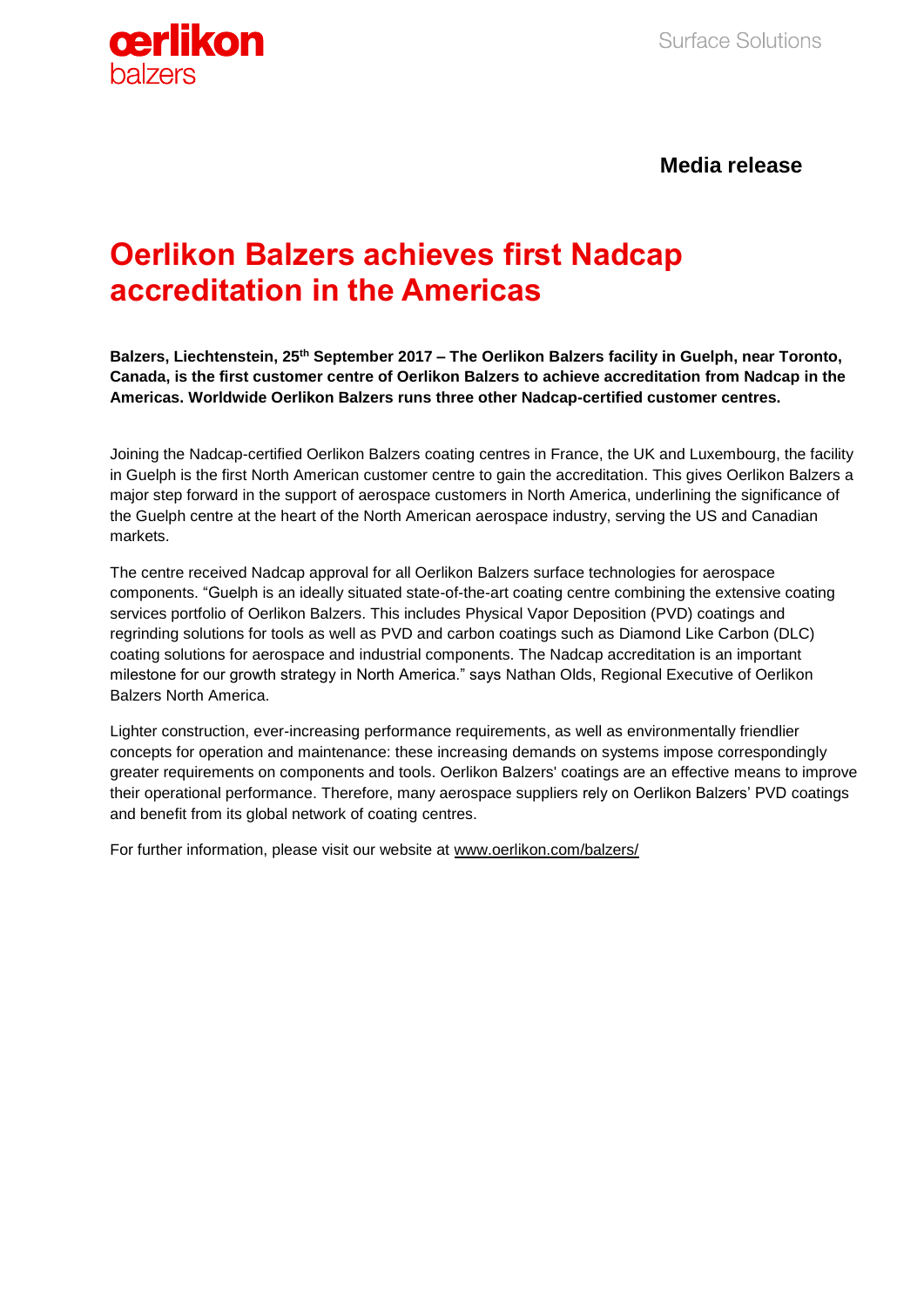**Media release**

# Oerlikon Balzers achieves first Nadcap accreditation in the Americas

**Balzers, Liechtenstein, 25th September 2017 – The Oerlikon Balzers facility in Guelph, near Toronto, Canada, is the first customer centre of Oerlikon Balzers to achieve accreditation from Nadcap in the Americas. Worldwide Oerlikon Balzers runs three other Nadcap-certified customer centres.**

Joining the Nadcap-certified Oerlikon Balzers coating centres in France, the UK and Luxembourg, the facility in Guelph is the first North American customer centre to gain the accreditation. This gives Oerlikon Balzers a major step forward in the support of aerospace customers in North America, underlining the significance of the Guelph centre at the heart of the North American aerospace industry, serving the US and Canadian markets.

The centre received Nadcap approval for all Oerlikon Balzers surface technologies for aerospace components. "Guelph is an ideally situated state-of-the-art coating centre combining the extensive coating services portfolio of Oerlikon Balzers. This includes Physical Vapor Deposition (PVD) coatings and regrinding solutions for tools as well as PVD and carbon coatings such as Diamond Like Carbon (DLC) coating solutions for aerospace and industrial components. The Nadcap accreditation is an important milestone for our growth strategy in North America." says Nathan Olds, Regional Executive of Oerlikon Balzers North America.

Lighter construction, ever-increasing performance requirements, as well as environmentally friendlier concepts for operation and maintenance: these increasing demands on systems impose correspondingly greater requirements on components and tools. Oerlikon Balzers' coatings are an effective means to improve their operational performance. Therefore, many aerospace suppliers rely on Oerlikon Balzers' PVD coatings and benefit from its global network of coating centres.

For further information, please visit our website at www.oerlikon.com/balzers/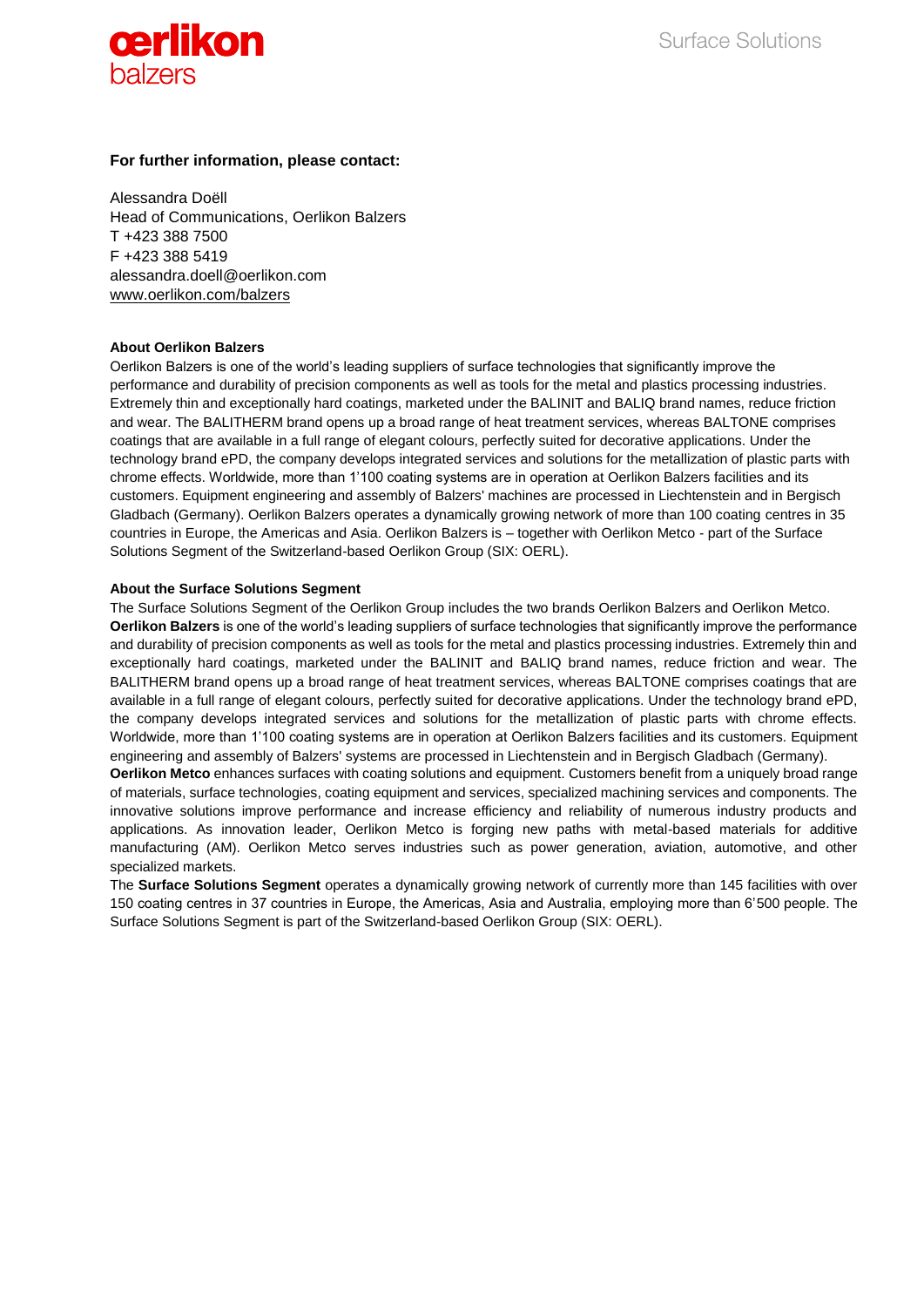**For further information, please contact:**

Alessandra Doëll
Head of Communications, Oerlikon Balzers
T +423 388 7500
F +423 388 5419
alessandra.doell@oerlikon.com
www.oerlikon.com/balzers

**About Oerlikon Balzers**

Oerlikon Balzers is one of the world's leading suppliers of surface technologies that significantly improve the performance and durability of precision components as well as tools for the metal and plastics processing industries. Extremely thin and exceptionally hard coatings, marketed under the BALINIT and BALIQ brand names, reduce friction and wear. The BALITHERM brand opens up a broad range of heat treatment services, whereas BALTONE comprises coatings that are available in a full range of elegant colours, perfectly suited for decorative applications. Under the technology brand ePD, the company develops integrated services and solutions for the metallization of plastic parts with chrome effects. Worldwide, more than 1'100 coating systems are in operation at Oerlikon Balzers facilities and its customers. Equipment engineering and assembly of Balzers' machines are processed in Liechtenstein and in Bergisch Gladbach (Germany). Oerlikon Balzers operates a dynamically growing network of more than 100 coating centres in 35 countries in Europe, the Americas and Asia. Oerlikon Balzers is – together with Oerlikon Metco - part of the Surface Solutions Segment of the Switzerland-based Oerlikon Group (SIX: OERL).

**About the Surface Solutions Segment**

The Surface Solutions Segment of the Oerlikon Group includes the two brands Oerlikon Balzers and Oerlikon Metco. **Oerlikon Balzers** is one of the world's leading suppliers of surface technologies that significantly improve the performance and durability of precision components as well as tools for the metal and plastics processing industries. Extremely thin and exceptionally hard coatings, marketed under the BALINIT and BALIQ brand names, reduce friction and wear. The BALITHERM brand opens up a broad range of heat treatment services, whereas BALTONE comprises coatings that are available in a full range of elegant colours, perfectly suited for decorative applications. Under the technology brand ePD, the company develops integrated services and solutions for the metallization of plastic parts with chrome effects. Worldwide, more than 1'100 coating systems are in operation at Oerlikon Balzers facilities and its customers. Equipment engineering and assembly of Balzers' systems are processed in Liechtenstein and in Bergisch Gladbach (Germany).
**Oerlikon Metco** enhances surfaces with coating solutions and equipment. Customers benefit from a uniquely broad range of materials, surface technologies, coating equipment and services, specialized machining services and components. The innovative solutions improve performance and increase efficiency and reliability of numerous industry products and applications. As innovation leader, Oerlikon Metco is forging new paths with metal-based materials for additive manufacturing (AM). Oerlikon Metco serves industries such as power generation, aviation, automotive, and other specialized markets.
The **Surface Solutions Segment** operates a dynamically growing network of currently more than 145 facilities with over 150 coating centres in 37 countries in Europe, the Americas, Asia and Australia, employing more than 6'500 people. The Surface Solutions Segment is part of the Switzerland-based Oerlikon Group (SIX: OERL).